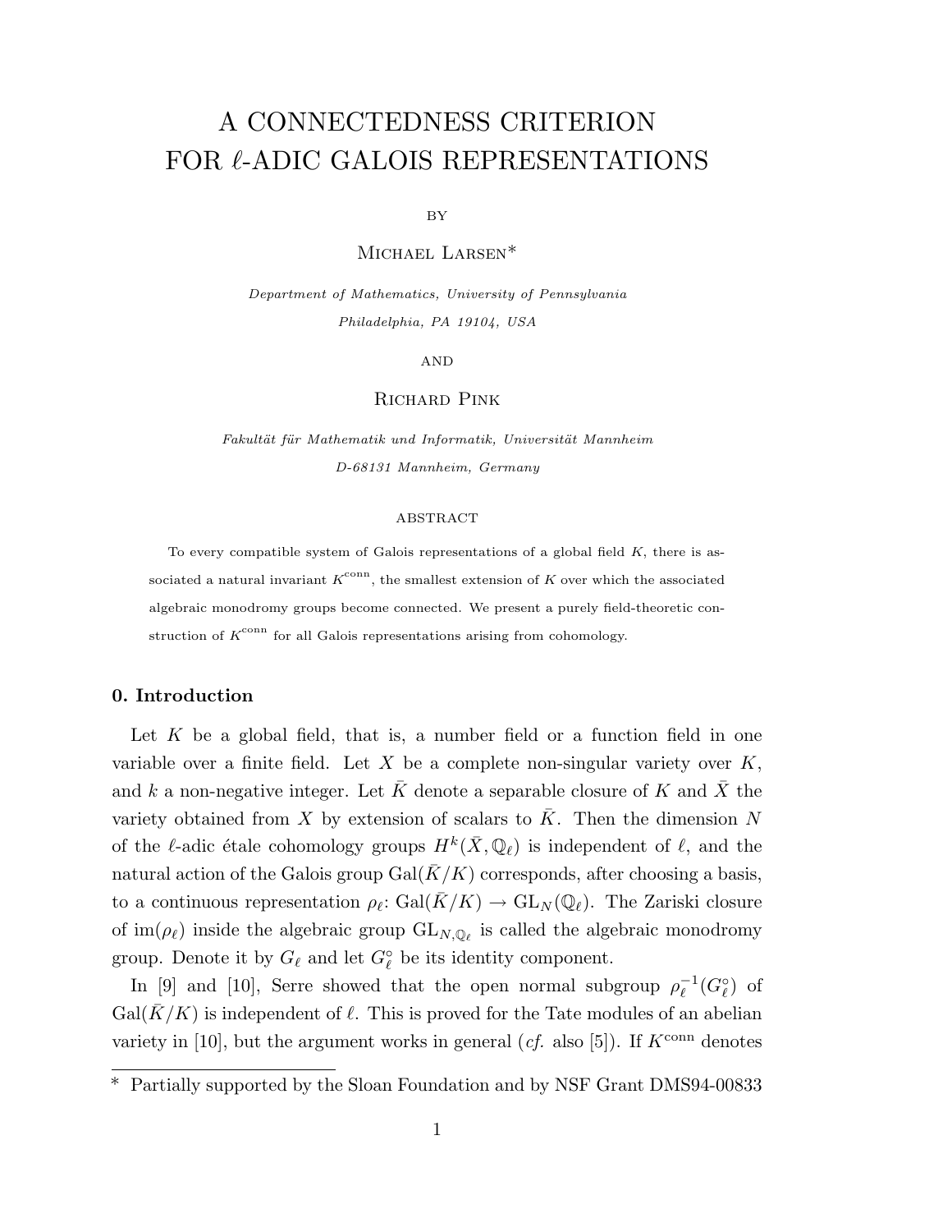# A CONNECTEDNESS CRITERION FOR $\ell$-ADIC GALOIS REPRESENTATIONS

BY

Michael Larsen*

*Department of Mathematics, University of Pennsylvania*
*Philadelphia, PA 19104, USA*

AND

Richard Pink

*Fakultät für Mathematik und Informatik, Universität Mannheim*
*D-68131 Mannheim, Germany*

ABSTRACT

To every compatible system of Galois representations of a global field $K$, there is associated a natural invariant $K^{\mathrm{conn}}$, the smallest extension of $K$ over which the associated algebraic monodromy groups become connected. We present a purely field-theoretic construction of $K^{\mathrm{conn}}$ for all Galois representations arising from cohomology.

### 0. Introduction

Let $K$ be a global field, that is, a number field or a function field in one variable over a finite field. Let $X$ be a complete non-singular variety over $K$, and $k$ a non-negative integer. Let $\bar{K}$ denote a separable closure of $K$ and $\bar{X}$ the variety obtained from $X$ by extension of scalars to $\bar{K}$. Then the dimension $N$ of the $\ell$-adic étale cohomology groups $H^k(\bar{X}, \mathbb{Q}_\ell)$ is independent of $\ell$, and the natural action of the Galois group $\mathrm{Gal}(\bar{K}/K)$ corresponds, after choosing a basis, to a continuous representation $\rho_\ell\colon \mathrm{Gal}(\bar{K}/K) \to \mathrm{GL}_N(\mathbb{Q}_\ell)$. The Zariski closure of $\mathrm{im}(\rho_\ell)$ inside the algebraic group $\mathrm{GL}_{N,\mathbb{Q}_\ell}$ is called the algebraic monodromy group. Denote it by $G_\ell$ and let $G_\ell^\circ$ be its identity component.

In [9] and [10], Serre showed that the open normal subgroup $\rho_\ell^{-1}(G_\ell^\circ)$ of $\mathrm{Gal}(\bar{K}/K)$ is independent of $\ell$. This is proved for the Tate modules of an abelian variety in [10], but the argument works in general (*cf.* also [5]). If $K^{\mathrm{conn}}$ denotes

---

\* Partially supported by the Sloan Foundation and by NSF Grant DMS94-00833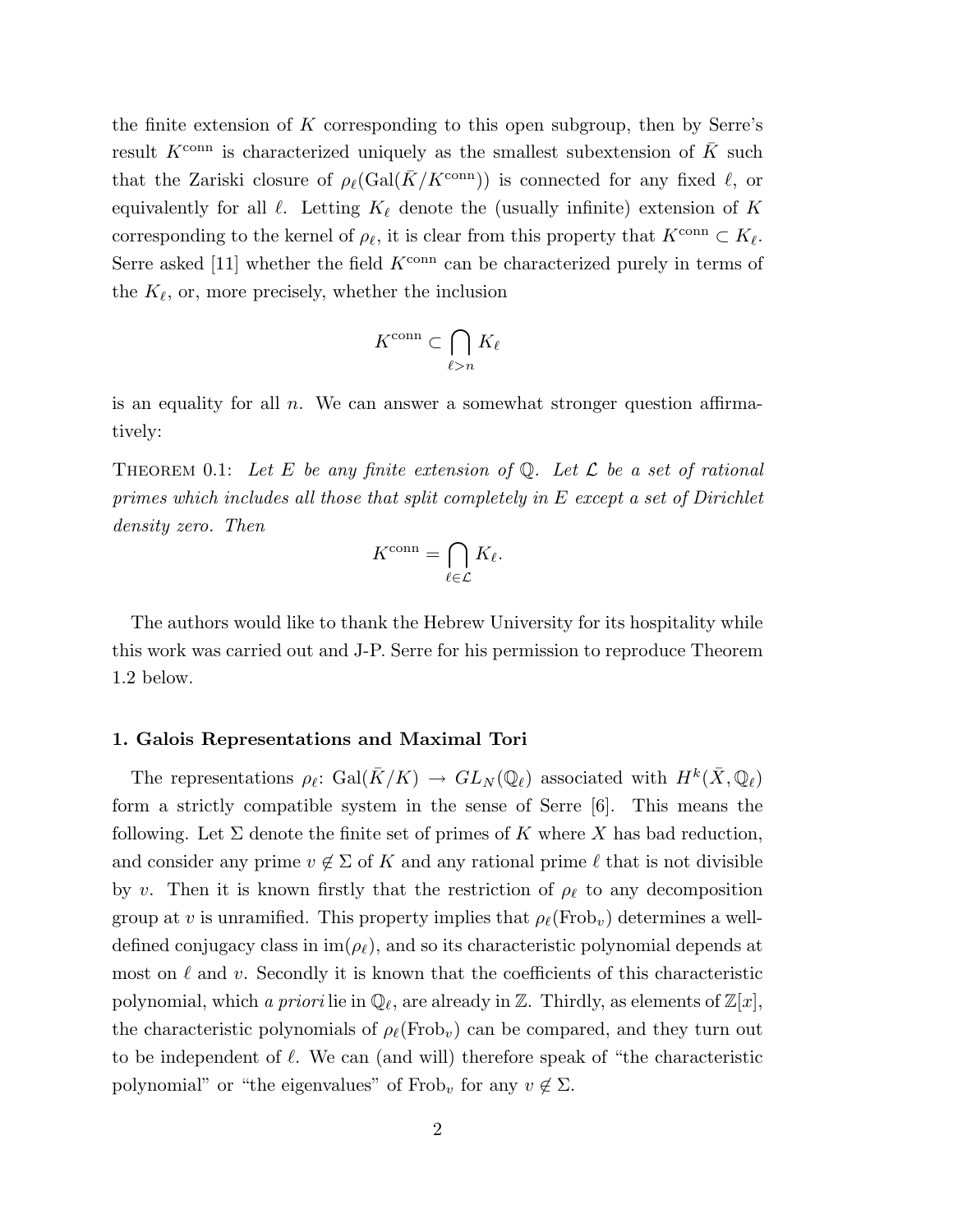the finite extension of $K$ corresponding to this open subgroup, then by Serre's result $K^{\text{conn}}$ is characterized uniquely as the smallest subextension of $\bar{K}$ such that the Zariski closure of $\rho_\ell(\text{Gal}(\bar{K}/K^{\text{conn}}))$ is connected for any fixed $\ell$, or equivalently for all $\ell$. Letting $K_\ell$ denote the (usually infinite) extension of $K$ corresponding to the kernel of $\rho_\ell$, it is clear from this property that $K^{\text{conn}} \subset K_\ell$. Serre asked [11] whether the field $K^{\text{conn}}$ can be characterized purely in terms of the $K_\ell$, or, more precisely, whether the inclusion

$$K^{\text{conn}} \subset \bigcap_{\ell > n} K_\ell$$

is an equality for all $n$. We can answer a somewhat stronger question affirmatively:

THEOREM 0.1: *Let $E$ be any finite extension of $\mathbb{Q}$. Let $\mathcal{L}$ be a set of rational primes which includes all those that split completely in $E$ except a set of Dirichlet density zero. Then*

$$K^{\text{conn}} = \bigcap_{\ell \in \mathcal{L}} K_\ell.$$

The authors would like to thank the Hebrew University for its hospitality while this work was carried out and J-P. Serre for his permission to reproduce Theorem 1.2 below.

### 1. Galois Representations and Maximal Tori

The representations $\rho_\ell$: $\text{Gal}(\bar{K}/K) \to GL_N(\mathbb{Q}_\ell)$ associated with $H^k(\bar{X}, \mathbb{Q}_\ell)$ form a strictly compatible system in the sense of Serre [6]. This means the following. Let $\Sigma$ denote the finite set of primes of $K$ where $X$ has bad reduction, and consider any prime $v \notin \Sigma$ of $K$ and any rational prime $\ell$ that is not divisible by $v$. Then it is known firstly that the restriction of $\rho_\ell$ to any decomposition group at $v$ is unramified. This property implies that $\rho_\ell(\text{Frob}_v)$ determines a well-defined conjugacy class in $\text{im}(\rho_\ell)$, and so its characteristic polynomial depends at most on $\ell$ and $v$. Secondly it is known that the coefficients of this characteristic polynomial, which *a priori* lie in $\mathbb{Q}_\ell$, are already in $\mathbb{Z}$. Thirdly, as elements of $\mathbb{Z}[x]$, the characteristic polynomials of $\rho_\ell(\text{Frob}_v)$ can be compared, and they turn out to be independent of $\ell$. We can (and will) therefore speak of "the characteristic polynomial" or "the eigenvalues" of $\text{Frob}_v$ for any $v \notin \Sigma$.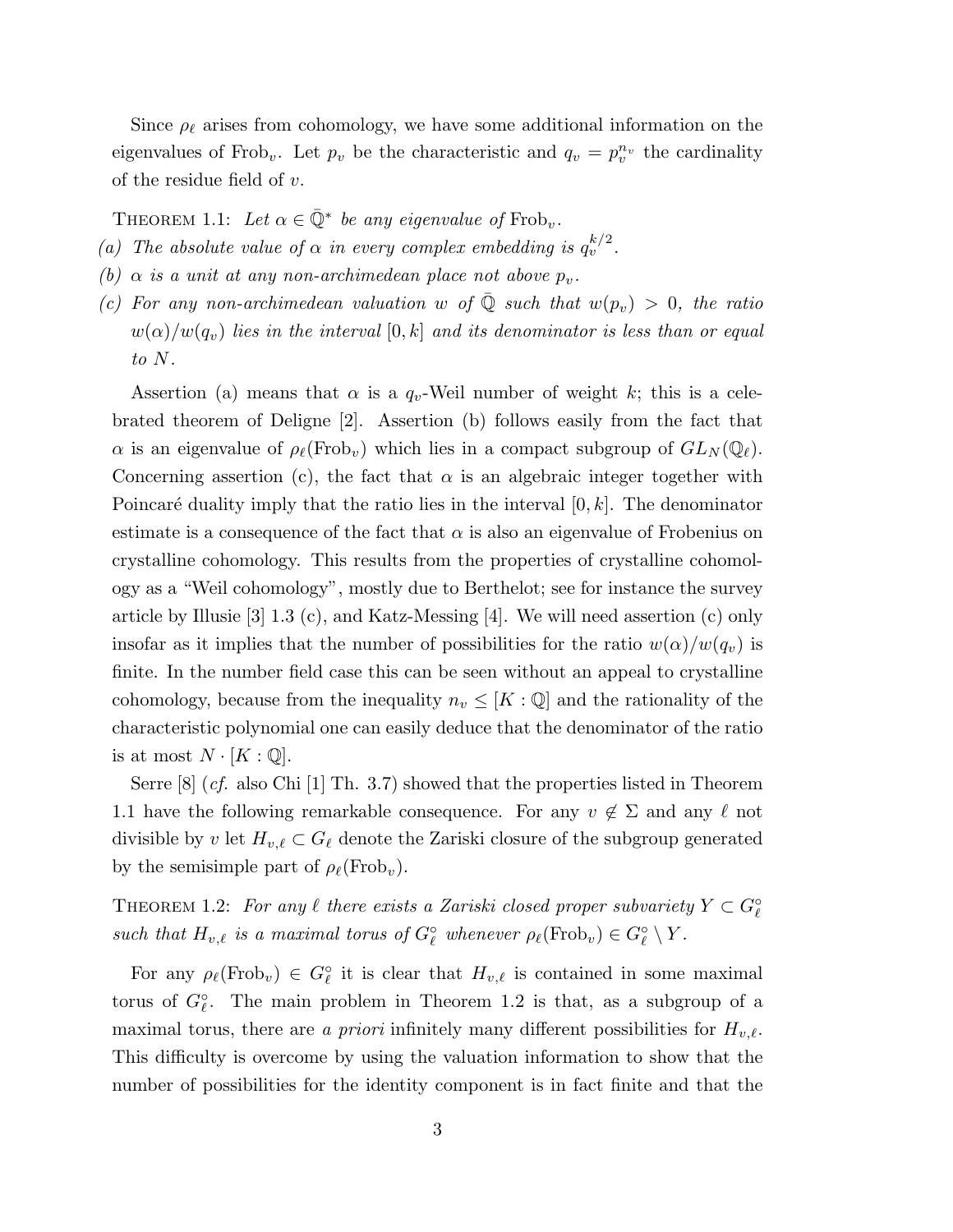Since $\rho_\ell$ arises from cohomology, we have some additional information on the eigenvalues of $\mathrm{Frob}_v$. Let $p_v$ be the characteristic and $q_v = p_v^{n_v}$ the cardinality of the residue field of $v$.

THEOREM 1.1: *Let $\alpha \in \bar{\mathbb{Q}}^*$ be any eigenvalue of $\mathrm{Frob}_v$.*

*(a) The absolute value of $\alpha$ in every complex embedding is $q_v^{k/2}$.*

*(b) $\alpha$ is a unit at any non-archimedean place not above $p_v$.*

*(c) For any non-archimedean valuation $w$ of $\bar{\mathbb{Q}}$ such that $w(p_v) > 0$, the ratio $w(\alpha)/w(q_v)$ lies in the interval $[0, k]$ and its denominator is less than or equal to $N$.*

Assertion (a) means that $\alpha$ is a $q_v$-Weil number of weight $k$; this is a celebrated theorem of Deligne [2]. Assertion (b) follows easily from the fact that $\alpha$ is an eigenvalue of $\rho_\ell(\mathrm{Frob}_v)$ which lies in a compact subgroup of $GL_N(\mathbb{Q}_\ell)$. Concerning assertion (c), the fact that $\alpha$ is an algebraic integer together with Poincaré duality imply that the ratio lies in the interval $[0, k]$. The denominator estimate is a consequence of the fact that $\alpha$ is also an eigenvalue of Frobenius on crystalline cohomology. This results from the properties of crystalline cohomology as a "Weil cohomology", mostly due to Berthelot; see for instance the survey article by Illusie [3] 1.3 (c), and Katz-Messing [4]. We will need assertion (c) only insofar as it implies that the number of possibilities for the ratio $w(\alpha)/w(q_v)$ is finite. In the number field case this can be seen without an appeal to crystalline cohomology, because from the inequality $n_v \leq [K : \mathbb{Q}]$ and the rationality of the characteristic polynomial one can easily deduce that the denominator of the ratio is at most $N \cdot [K : \mathbb{Q}]$.

Serre [8] (*cf.* also Chi [1] Th. 3.7) showed that the properties listed in Theorem 1.1 have the following remarkable consequence. For any $v \notin \Sigma$ and any $\ell$ not divisible by $v$ let $H_{v,\ell} \subset G_\ell$ denote the Zariski closure of the subgroup generated by the semisimple part of $\rho_\ell(\mathrm{Frob}_v)$.

THEOREM 1.2: *For any $\ell$ there exists a Zariski closed proper subvariety $Y \subset G_\ell^\circ$ such that $H_{v,\ell}$ is a maximal torus of $G_\ell^\circ$ whenever $\rho_\ell(\mathrm{Frob}_v) \in G_\ell^\circ \setminus Y$.*

For any $\rho_\ell(\mathrm{Frob}_v) \in G_\ell^\circ$ it is clear that $H_{v,\ell}$ is contained in some maximal torus of $G_\ell^\circ$. The main problem in Theorem 1.2 is that, as a subgroup of a maximal torus, there are *a priori* infinitely many different possibilities for $H_{v,\ell}$. This difficulty is overcome by using the valuation information to show that the number of possibilities for the identity component is in fact finite and that the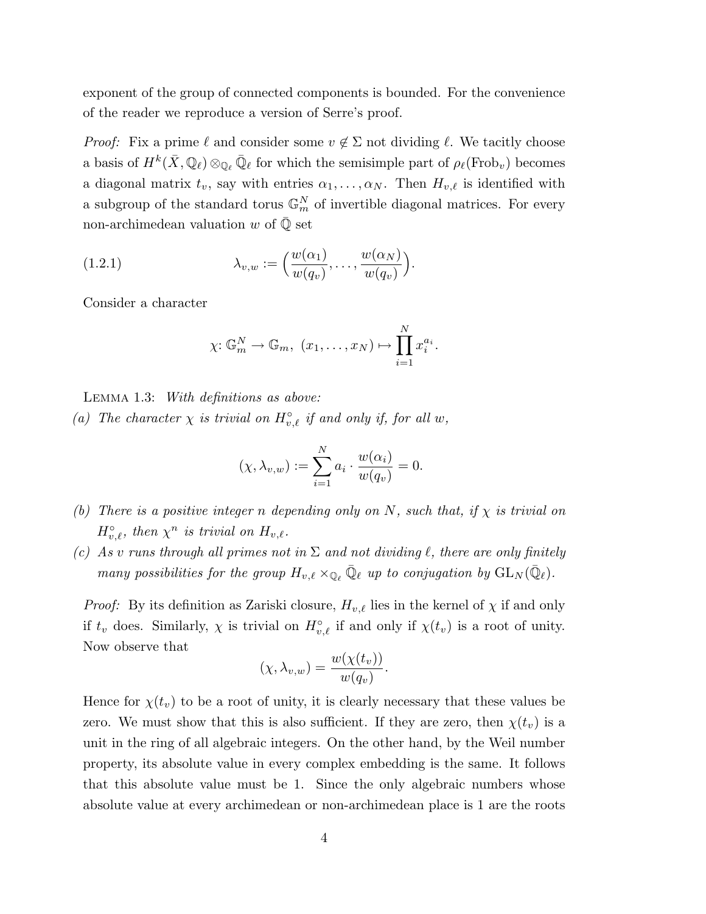exponent of the group of connected components is bounded. For the convenience of the reader we reproduce a version of Serre's proof.

*Proof:* Fix a prime $\ell$ and consider some $v \notin \Sigma$ not dividing $\ell$. We tacitly choose a basis of $H^k(\bar{X}, \mathbb{Q}_\ell) \otimes_{\mathbb{Q}_\ell} \bar{\mathbb{Q}}_\ell$ for which the semisimple part of $\rho_\ell(\mathrm{Frob}_v)$ becomes a diagonal matrix $t_v$, say with entries $\alpha_1, \ldots, \alpha_N$. Then $H_{v,\ell}$ is identified with a subgroup of the standard torus $\mathbb{G}_m^N$ of invertible diagonal matrices. For every non-archimedean valuation $w$ of $\bar{\mathbb{Q}}$ set

$$\lambda_{v,w} := \Big(\frac{w(\alpha_1)}{w(q_v)}, \ldots, \frac{w(\alpha_N)}{w(q_v)}\Big). \tag{1.2.1}$$

Consider a character

$$\chi \colon \mathbb{G}_m^N \to \mathbb{G}_m,\ (x_1, \ldots, x_N) \mapsto \prod_{i=1}^{N} x_i^{a_i}.$$

Lemma 1.3: *With definitions as above:*

*(a) The character $\chi$ is trivial on $H_{v,\ell}^\circ$ if and only if, for all $w$,*

$$(\chi, \lambda_{v,w}) := \sum_{i=1}^{N} a_i \cdot \frac{w(\alpha_i)}{w(q_v)} = 0.$$

*(b) There is a positive integer $n$ depending only on $N$, such that, if $\chi$ is trivial on $H_{v,\ell}^\circ$, then $\chi^n$ is trivial on $H_{v,\ell}$.*

*(c) As $v$ runs through all primes not in $\Sigma$ and not dividing $\ell$, there are only finitely many possibilities for the group $H_{v,\ell} \times_{\mathbb{Q}_\ell} \bar{\mathbb{Q}}_\ell$ up to conjugation by $\mathrm{GL}_N(\bar{\mathbb{Q}}_\ell)$.*

*Proof:* By its definition as Zariski closure, $H_{v,\ell}$ lies in the kernel of $\chi$ if and only if $t_v$ does. Similarly, $\chi$ is trivial on $H_{v,\ell}^\circ$ if and only if $\chi(t_v)$ is a root of unity. Now observe that

$$(\chi, \lambda_{v,w}) = \frac{w(\chi(t_v))}{w(q_v)}.$$

Hence for $\chi(t_v)$ to be a root of unity, it is clearly necessary that these values be zero. We must show that this is also sufficient. If they are zero, then $\chi(t_v)$ is a unit in the ring of all algebraic integers. On the other hand, by the Weil number property, its absolute value in every complex embedding is the same. It follows that this absolute value must be 1. Since the only algebraic numbers whose absolute value at every archimedean or non-archimedean place is 1 are the roots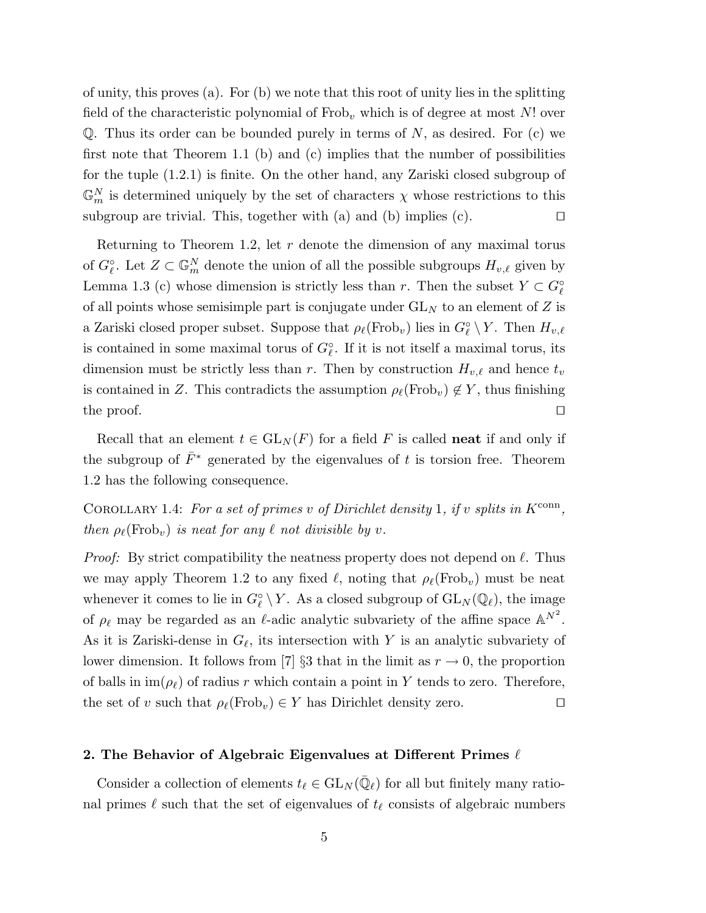of unity, this proves (a). For (b) we note that this root of unity lies in the splitting field of the characteristic polynomial of $\mathrm{Frob}_v$ which is of degree at most $N!$ over $\mathbb{Q}$. Thus its order can be bounded purely in terms of $N$, as desired. For (c) we first note that Theorem 1.1 (b) and (c) implies that the number of possibilities for the tuple (1.2.1) is finite. On the other hand, any Zariski closed subgroup of $\mathbb{G}_m^N$ is determined uniquely by the set of characters $\chi$ whose restrictions to this subgroup are trivial. This, together with (a) and (b) implies (c). $\square$

Returning to Theorem 1.2, let $r$ denote the dimension of any maximal torus of $G_\ell^\circ$. Let $Z \subset \mathbb{G}_m^N$ denote the union of all the possible subgroups $H_{v,\ell}$ given by Lemma 1.3 (c) whose dimension is strictly less than $r$. Then the subset $Y \subset G_\ell^\circ$ of all points whose semisimple part is conjugate under $\mathrm{GL}_N$ to an element of $Z$ is a Zariski closed proper subset. Suppose that $\rho_\ell(\mathrm{Frob}_v)$ lies in $G_\ell^\circ \setminus Y$. Then $H_{v,\ell}$ is contained in some maximal torus of $G_\ell^\circ$. If it is not itself a maximal torus, its dimension must be strictly less than $r$. Then by construction $H_{v,\ell}$ and hence $t_v$ is contained in $Z$. This contradicts the assumption $\rho_\ell(\mathrm{Frob}_v) \notin Y$, thus finishing the proof. $\square$

Recall that an element $t \in \mathrm{GL}_N(F)$ for a field $F$ is called **neat** if and only if the subgroup of $\bar{F}^*$ generated by the eigenvalues of $t$ is torsion free. Theorem 1.2 has the following consequence.

COROLLARY 1.4: *For a set of primes $v$ of Dirichlet density 1, if $v$ splits in $K^{\mathrm{conn}}$, then $\rho_\ell(\mathrm{Frob}_v)$ is neat for any $\ell$ not divisible by $v$.*

*Proof:* By strict compatibility the neatness property does not depend on $\ell$. Thus we may apply Theorem 1.2 to any fixed $\ell$, noting that $\rho_\ell(\mathrm{Frob}_v)$ must be neat whenever it comes to lie in $G_\ell^\circ \setminus Y$. As a closed subgroup of $\mathrm{GL}_N(\mathbb{Q}_\ell)$, the image of $\rho_\ell$ may be regarded as an $\ell$-adic analytic subvariety of the affine space $\mathbb{A}^{N^2}$. As it is Zariski-dense in $G_\ell$, its intersection with $Y$ is an analytic subvariety of lower dimension. It follows from [7] §3 that in the limit as $r \to 0$, the proportion of balls in $\mathrm{im}(\rho_\ell)$ of radius $r$ which contain a point in $Y$ tends to zero. Therefore, the set of $v$ such that $\rho_\ell(\mathrm{Frob}_v) \in Y$ has Dirichlet density zero. $\square$

## 2. The Behavior of Algebraic Eigenvalues at Different Primes $\ell$

Consider a collection of elements $t_\ell \in \mathrm{GL}_N(\bar{\mathbb{Q}}_\ell)$ for all but finitely many rational primes $\ell$ such that the set of eigenvalues of $t_\ell$ consists of algebraic numbers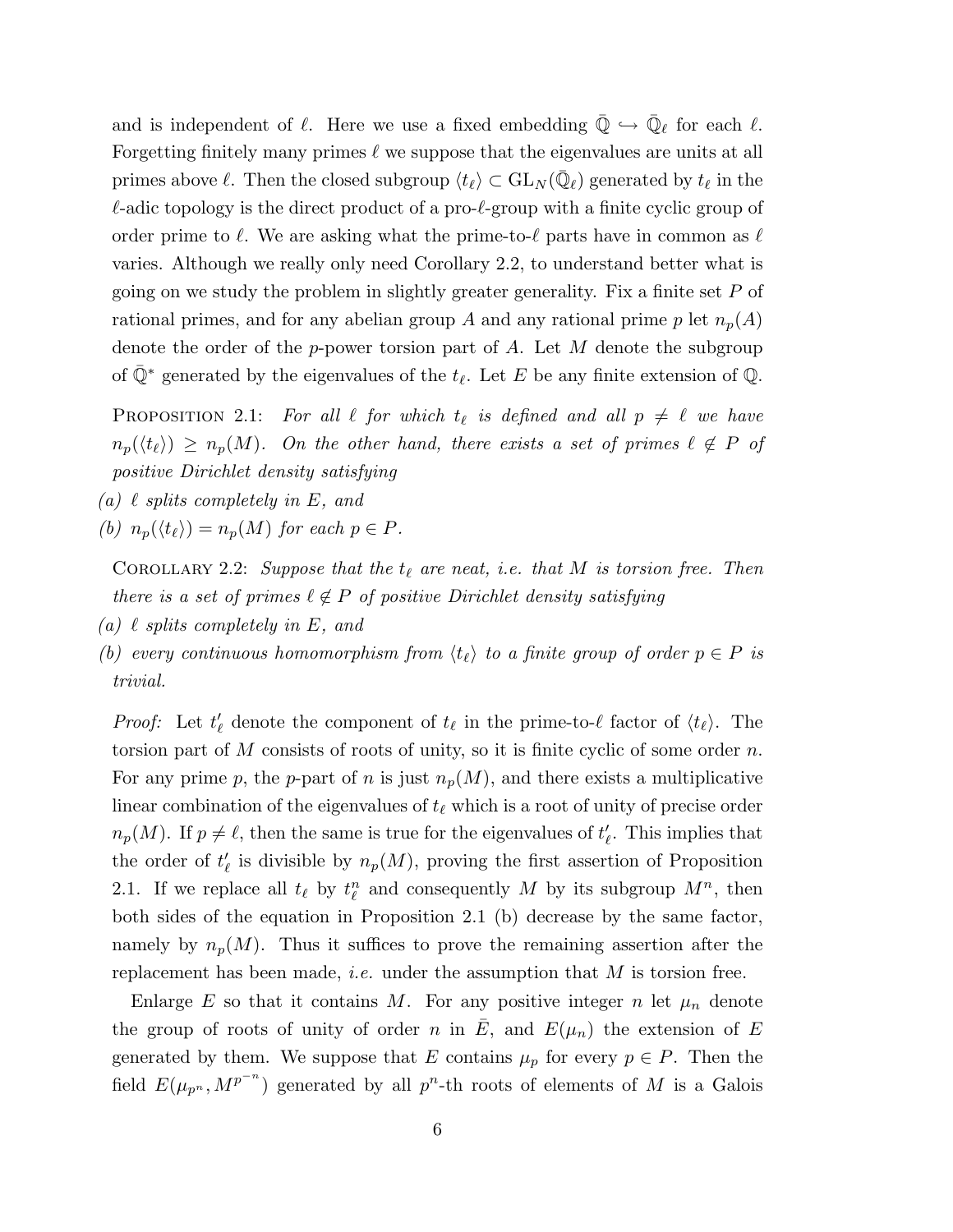and is independent of $\ell$. Here we use a fixed embedding $\bar{\mathbb{Q}} \hookrightarrow \bar{\mathbb{Q}}_\ell$ for each $\ell$. Forgetting finitely many primes $\ell$ we suppose that the eigenvalues are units at all primes above $\ell$. Then the closed subgroup $\langle t_\ell \rangle \subset \mathrm{GL}_N(\bar{\mathbb{Q}}_\ell)$ generated by $t_\ell$ in the $\ell$-adic topology is the direct product of a pro-$\ell$-group with a finite cyclic group of order prime to $\ell$. We are asking what the prime-to-$\ell$ parts have in common as $\ell$ varies. Although we really only need Corollary 2.2, to understand better what is going on we study the problem in slightly greater generality. Fix a finite set $P$ of rational primes, and for any abelian group $A$ and any rational prime $p$ let $n_p(A)$ denote the order of the $p$-power torsion part of $A$. Let $M$ denote the subgroup of $\bar{\mathbb{Q}}^*$ generated by the eigenvalues of the $t_\ell$. Let $E$ be any finite extension of $\mathbb{Q}$.

Proposition 2.1: *For all $\ell$ for which $t_\ell$ is defined and all $p \neq \ell$ we have $n_p(\langle t_\ell \rangle) \geq n_p(M)$. On the other hand, there exists a set of primes $\ell \notin P$ of positive Dirichlet density satisfying*

*(a) $\ell$ splits completely in $E$, and*

*(b) $n_p(\langle t_\ell \rangle) = n_p(M)$ for each $p \in P$.*

Corollary 2.2: *Suppose that the $t_\ell$ are neat, i.e. that $M$ is torsion free. Then there is a set of primes $\ell \notin P$ of positive Dirichlet density satisfying*

*(a) $\ell$ splits completely in $E$, and*

*(b) every continuous homomorphism from $\langle t_\ell \rangle$ to a finite group of order $p \in P$ is trivial.*

*Proof:* Let $t'_\ell$ denote the component of $t_\ell$ in the prime-to-$\ell$ factor of $\langle t_\ell \rangle$. The torsion part of $M$ consists of roots of unity, so it is finite cyclic of some order $n$. For any prime $p$, the $p$-part of $n$ is just $n_p(M)$, and there exists a multiplicative linear combination of the eigenvalues of $t_\ell$ which is a root of unity of precise order $n_p(M)$. If $p \neq \ell$, then the same is true for the eigenvalues of $t'_\ell$. This implies that the order of $t'_\ell$ is divisible by $n_p(M)$, proving the first assertion of Proposition 2.1. If we replace all $t_\ell$ by $t_\ell^n$ and consequently $M$ by its subgroup $M^n$, then both sides of the equation in Proposition 2.1 (b) decrease by the same factor, namely by $n_p(M)$. Thus it suffices to prove the remaining assertion after the replacement has been made, *i.e.* under the assumption that $M$ is torsion free.

Enlarge $E$ so that it contains $M$. For any positive integer $n$ let $\mu_n$ denote the group of roots of unity of order $n$ in $\bar{E}$, and $E(\mu_n)$ the extension of $E$ generated by them. We suppose that $E$ contains $\mu_p$ for every $p \in P$. Then the field $E(\mu_{p^n}, M^{p^{-n}})$ generated by all $p^n$-th roots of elements of $M$ is a Galois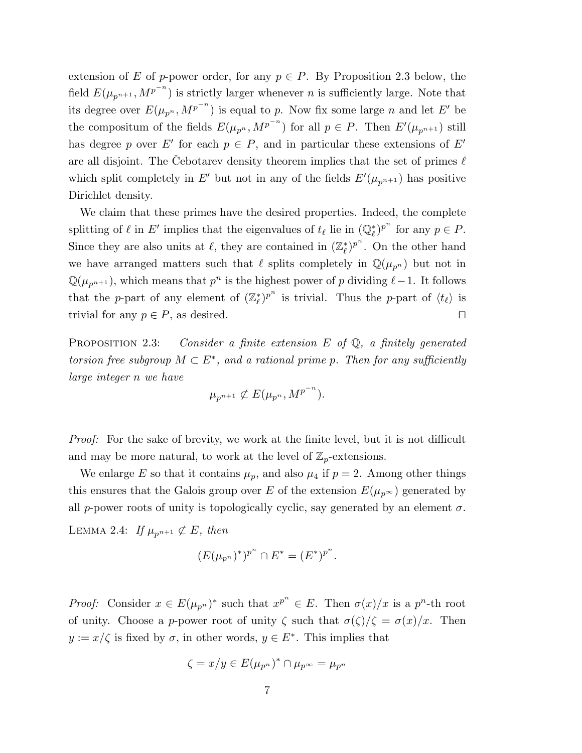extension of $E$ of $p$-power order, for any $p \in P$. By Proposition 2.3 below, the field $E(\mu_{p^{n+1}}, M^{p^{-n}})$ is strictly larger whenever $n$ is sufficiently large. Note that its degree over $E(\mu_{p^n}, M^{p^{-n}})$ is equal to $p$. Now fix some large $n$ and let $E'$ be the compositum of the fields $E(\mu_{p^n}, M^{p^{-n}})$ for all $p \in P$. Then $E'(\mu_{p^{n+1}})$ still has degree $p$ over $E'$ for each $p \in P$, and in particular these extensions of $E'$ are all disjoint. The Čebotarev density theorem implies that the set of primes $\ell$ which split completely in $E'$ but not in any of the fields $E'(\mu_{p^{n+1}})$ has positive Dirichlet density.

We claim that these primes have the desired properties. Indeed, the complete splitting of $\ell$ in $E'$ implies that the eigenvalues of $t_\ell$ lie in $(\mathbb{Q}_\ell^*)^{p^n}$ for any $p \in P$. Since they are also units at $\ell$, they are contained in $(\mathbb{Z}_\ell^*)^{p^n}$. On the other hand we have arranged matters such that $\ell$ splits completely in $\mathbb{Q}(\mu_{p^n})$ but not in $\mathbb{Q}(\mu_{p^{n+1}})$, which means that $p^n$ is the highest power of $p$ dividing $\ell - 1$. It follows that the $p$-part of any element of $(\mathbb{Z}_\ell^*)^{p^n}$ is trivial. Thus the $p$-part of $\langle t_\ell \rangle$ is trivial for any $p \in P$, as desired. $\square$

Proposition 2.3: *Consider a finite extension $E$ of $\mathbb{Q}$, a finitely generated torsion free subgroup $M \subset E^*$, and a rational prime $p$. Then for any sufficiently large integer $n$ we have*

$$\mu_{p^{n+1}} \not\subset E(\mu_{p^n}, M^{p^{-n}}).$$

*Proof:* For the sake of brevity, we work at the finite level, but it is not difficult and may be more natural, to work at the level of $\mathbb{Z}_p$-extensions.

We enlarge $E$ so that it contains $\mu_p$, and also $\mu_4$ if $p = 2$. Among other things this ensures that the Galois group over $E$ of the extension $E(\mu_{p^\infty})$ generated by all $p$-power roots of unity is topologically cyclic, say generated by an element $\sigma$.

Lemma 2.4: *If $\mu_{p^{n+1}} \not\subset E$, then*

$$(E(\mu_{p^n})^*)^{p^n} \cap E^* = (E^*)^{p^n}.$$

*Proof:* Consider $x \in E(\mu_{p^n})^*$ such that $x^{p^n} \in E$. Then $\sigma(x)/x$ is a $p^n$-th root of unity. Choose a $p$-power root of unity $\zeta$ such that $\sigma(\zeta)/\zeta = \sigma(x)/x$. Then $y := x/\zeta$ is fixed by $\sigma$, in other words, $y \in E^*$. This implies that

$$\zeta = x/y \in E(\mu_{p^n})^* \cap \mu_{p^\infty} = \mu_{p^n}$$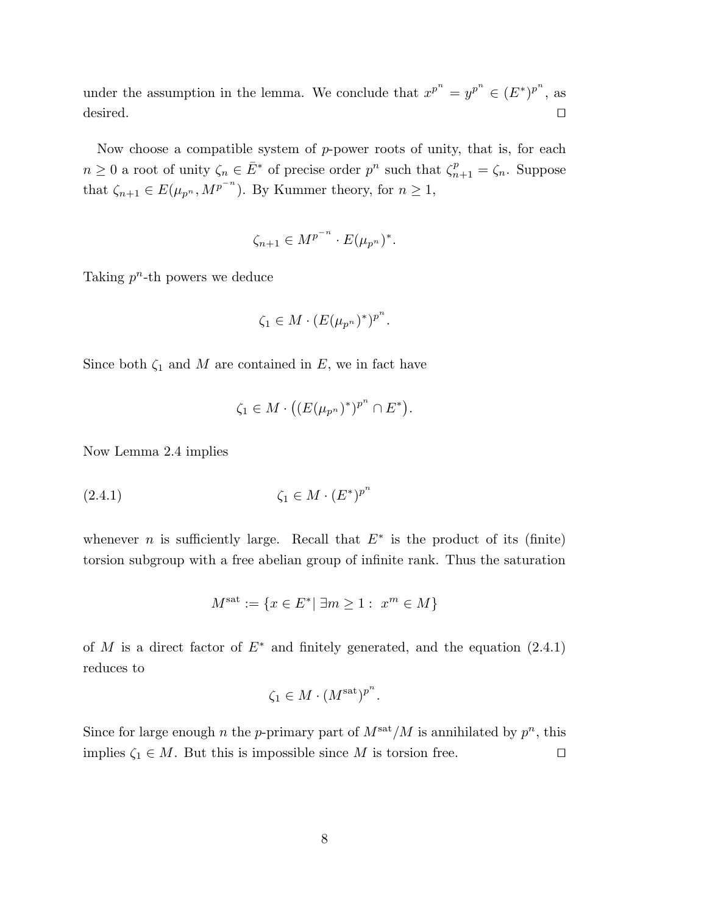under the assumption in the lemma. We conclude that $x^{p^n} = y^{p^n} \in (E^*)^{p^n}$, as desired. $\square$

Now choose a compatible system of $p$-power roots of unity, that is, for each $n \geq 0$ a root of unity $\zeta_n \in \bar{E}^*$ of precise order $p^n$ such that $\zeta_{n+1}^p = \zeta_n$. Suppose that $\zeta_{n+1} \in E(\mu_{p^n}, M^{p^{-n}})$. By Kummer theory, for $n \geq 1$,

$$\zeta_{n+1} \in M^{p^{-n}} \cdot E(\mu_{p^n})^*.$$

Taking $p^n$-th powers we deduce

$$\zeta_1 \in M \cdot (E(\mu_{p^n})^*)^{p^n}.$$

Since both $\zeta_1$ and $M$ are contained in $E$, we in fact have

$$\zeta_1 \in M \cdot \big((E(\mu_{p^n})^*)^{p^n} \cap E^*\big).$$

Now Lemma 2.4 implies

$$\zeta_1 \in M \cdot (E^*)^{p^n} \tag{2.4.1}$$

whenever $n$ is sufficiently large. Recall that $E^*$ is the product of its (finite) torsion subgroup with a free abelian group of infinite rank. Thus the saturation

$$M^{\mathrm{sat}} := \{x \in E^* |\ \exists m \geq 1 :\ x^m \in M\}$$

of $M$ is a direct factor of $E^*$ and finitely generated, and the equation (2.4.1) reduces to

$$\zeta_1 \in M \cdot (M^{\mathrm{sat}})^{p^n}.$$

Since for large enough $n$ the $p$-primary part of $M^{\mathrm{sat}}/M$ is annihilated by $p^n$, this implies $\zeta_1 \in M$. But this is impossible since $M$ is torsion free. $\square$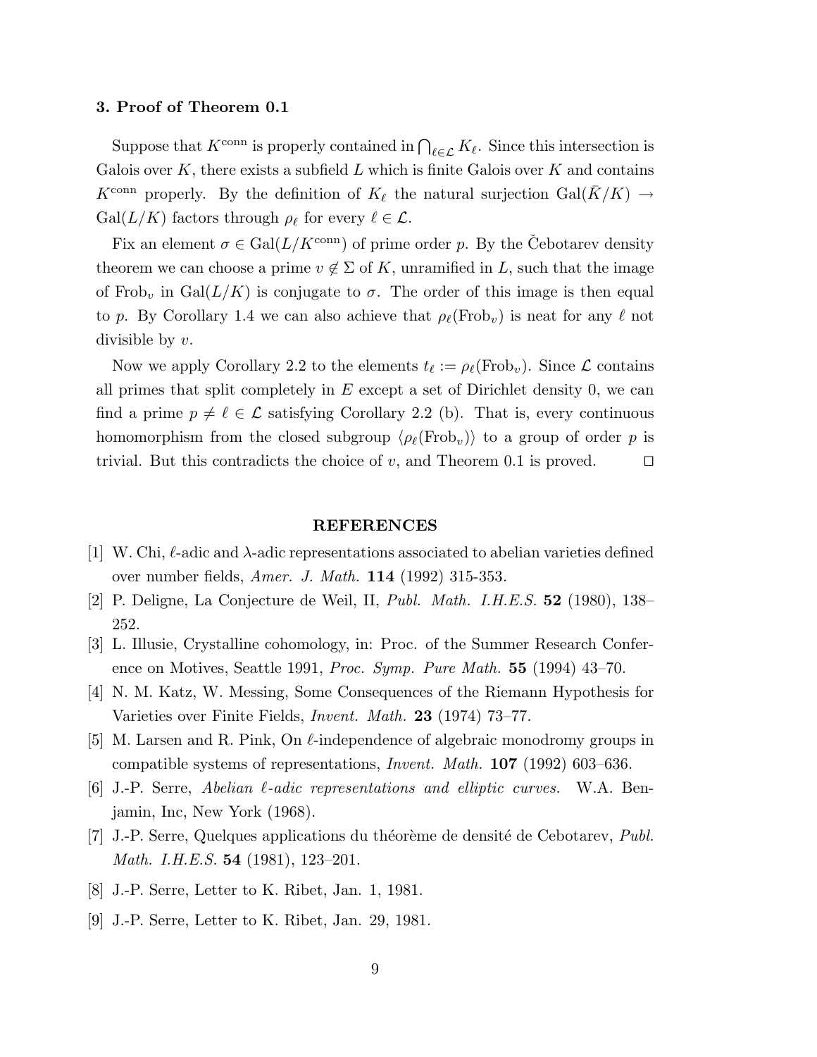### 3. Proof of Theorem 0.1

Suppose that $K^{\mathrm{conn}}$ is properly contained in $\bigcap_{\ell \in \mathcal{L}} K_\ell$. Since this intersection is Galois over $K$, there exists a subfield $L$ which is finite Galois over $K$ and contains $K^{\mathrm{conn}}$ properly. By the definition of $K_\ell$ the natural surjection $\mathrm{Gal}(\bar{K}/K) \to \mathrm{Gal}(L/K)$ factors through $\rho_\ell$ for every $\ell \in \mathcal{L}$.

Fix an element $\sigma \in \mathrm{Gal}(L/K^{\mathrm{conn}})$ of prime order $p$. By the Čebotarev density theorem we can choose a prime $v \notin \Sigma$ of $K$, unramified in $L$, such that the image of $\mathrm{Frob}_v$ in $\mathrm{Gal}(L/K)$ is conjugate to $\sigma$. The order of this image is then equal to $p$. By Corollary 1.4 we can also achieve that $\rho_\ell(\mathrm{Frob}_v)$ is neat for any $\ell$ not divisible by $v$.

Now we apply Corollary 2.2 to the elements $t_\ell := \rho_\ell(\mathrm{Frob}_v)$. Since $\mathcal{L}$ contains all primes that split completely in $E$ except a set of Dirichlet density 0, we can find a prime $p \neq \ell \in \mathcal{L}$ satisfying Corollary 2.2 (b). That is, every continuous homomorphism from the closed subgroup $\langle \rho_\ell(\mathrm{Frob}_v) \rangle$ to a group of order $p$ is trivial. But this contradicts the choice of $v$, and Theorem 0.1 is proved. $\square$

## REFERENCES

[1] W. Chi, $\ell$-adic and $\lambda$-adic representations associated to abelian varieties defined over number fields, *Amer. J. Math.* **114** (1992) 315-353.

[2] P. Deligne, La Conjecture de Weil, II, *Publ. Math. I.H.E.S.* **52** (1980), 138–252.

[3] L. Illusie, Crystalline cohomology, in: Proc. of the Summer Research Conference on Motives, Seattle 1991, *Proc. Symp. Pure Math.* **55** (1994) 43–70.

[4] N. M. Katz, W. Messing, Some Consequences of the Riemann Hypothesis for Varieties over Finite Fields, *Invent. Math.* **23** (1974) 73–77.

[5] M. Larsen and R. Pink, On $\ell$-independence of algebraic monodromy groups in compatible systems of representations, *Invent. Math.* **107** (1992) 603–636.

[6] J.-P. Serre, *Abelian $\ell$-adic representations and elliptic curves.* W.A. Benjamin, Inc, New York (1968).

[7] J.-P. Serre, Quelques applications du théorème de densité de Cebotarev, *Publ. Math. I.H.E.S.* **54** (1981), 123–201.

[8] J.-P. Serre, Letter to K. Ribet, Jan. 1, 1981.

[9] J.-P. Serre, Letter to K. Ribet, Jan. 29, 1981.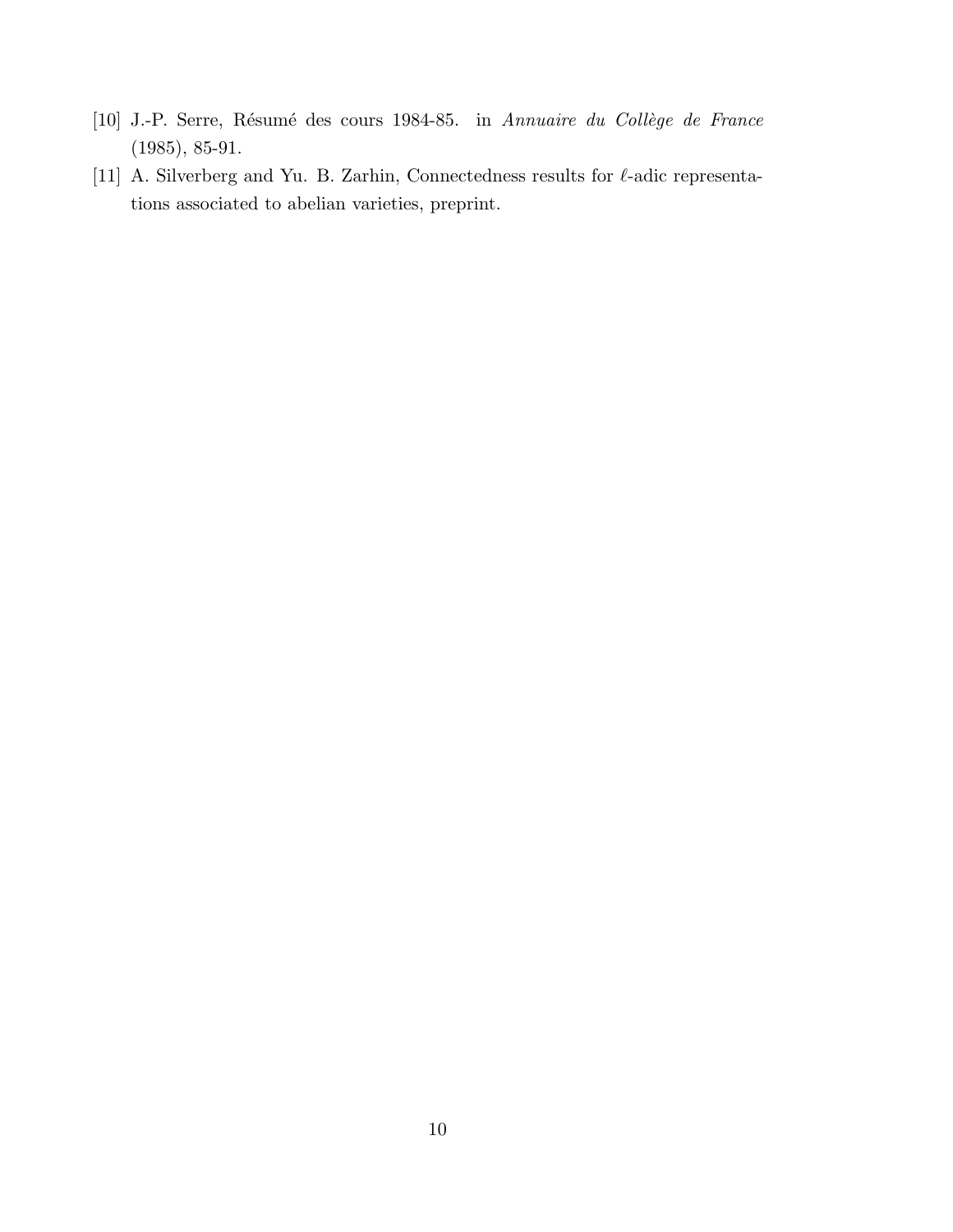[10] J.-P. Serre, Résumé des cours 1984-85. in *Annuaire du Collège de France* (1985), 85-91.

[11] A. Silverberg and Yu. B. Zarhin, Connectedness results for $\ell$-adic representations associated to abelian varieties, preprint.